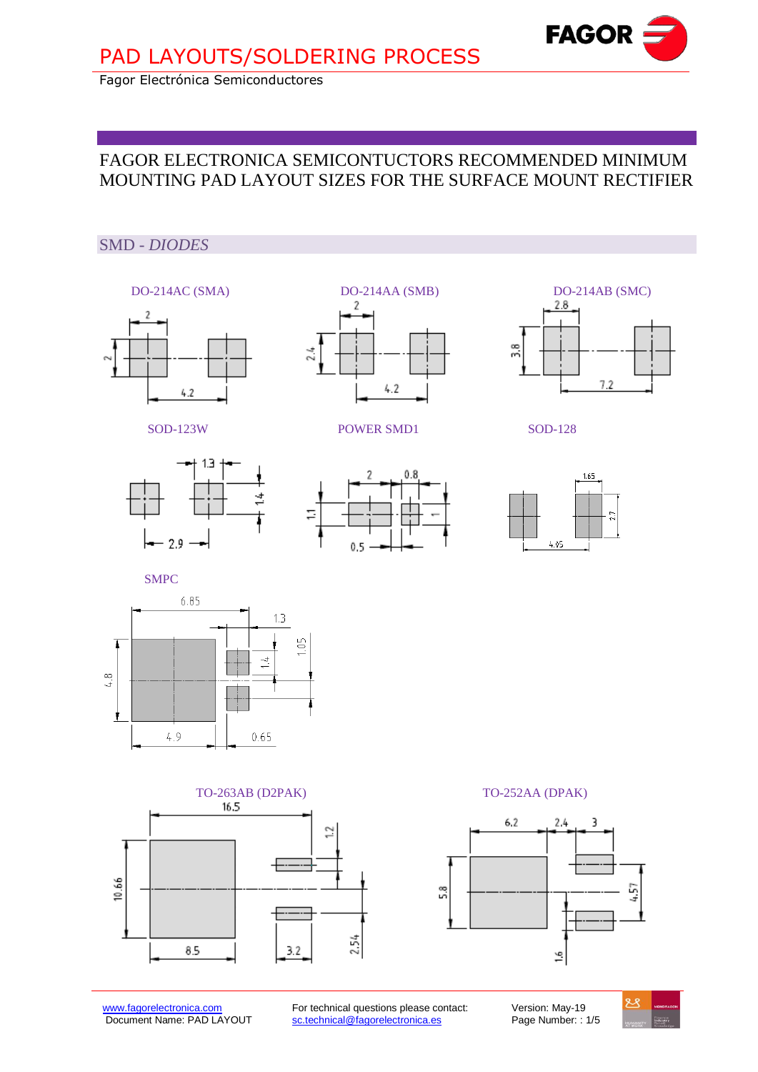# PAD LAYOUTS/SOLDERING PROCESS

Fagor Electrónica Semiconductores

## FAGOR ELECTRONICA SEMICONTUCTORS RECOMMENDED MINIMUM MOUNTING PAD LAYOUT SIZES FOR THE SURFACE MOUNT RECTIFIER

### SMD - *DIODES*

DO-214AC (SMA)

2
2
4.2

DO-214AA (SMB)

2
2.4
4.2

DO-214AB (SMC)

2.8
3.8
7.2

SOD-123W

1.3
1.4
2.9

POWER SMD1

2
0.8
1.1
1
0.5

SOD-128

1.65
2.7
4.05

SMPC

6.85
1.3
1.05
1.4
4.8
4.9
0.65

TO-263AB (D2PAK)

16.5
1.2
10.66
8.5
3.2
2.54

TO-252AA (DPAK)

6.2
2.4
3
5.8
4.57
1.6

www.fagorelectronica.com
Document Name: PAD LAYOUT

For technical questions please contact:
sc.technical@fagorelectronica.es

Version: May-19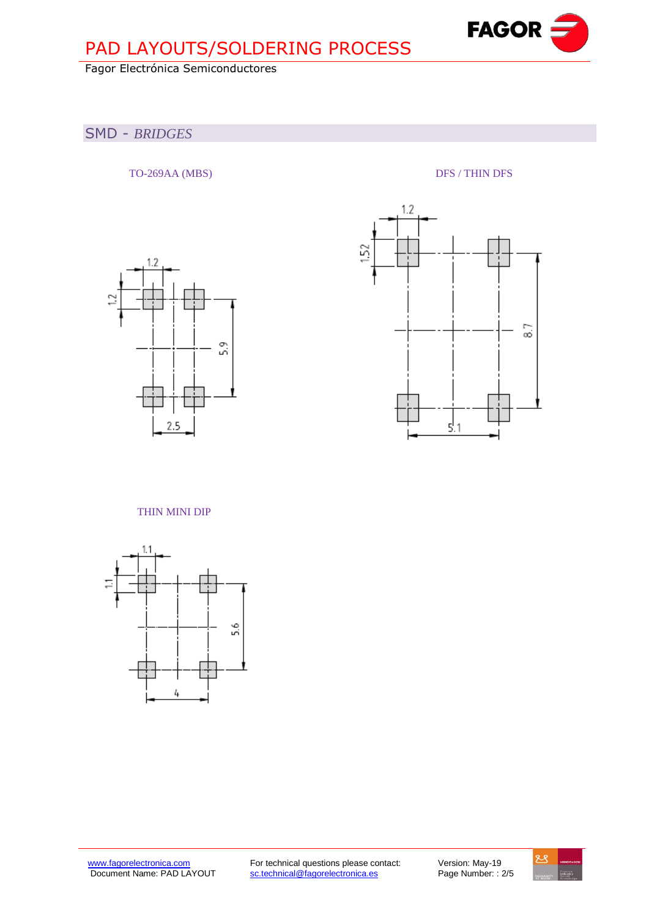# PAD LAYOUTS/SOLDERING PROCESS

Fagor Electrónica Semiconductores

## SMD - *BRIDGES*

TO-269AA (MBS)

1.2

1.2

5.9

2.5

DFS / THIN DFS

1.2

1.52

8.7

5.1

THIN MINI DIP

1.1

1.1

5.6

4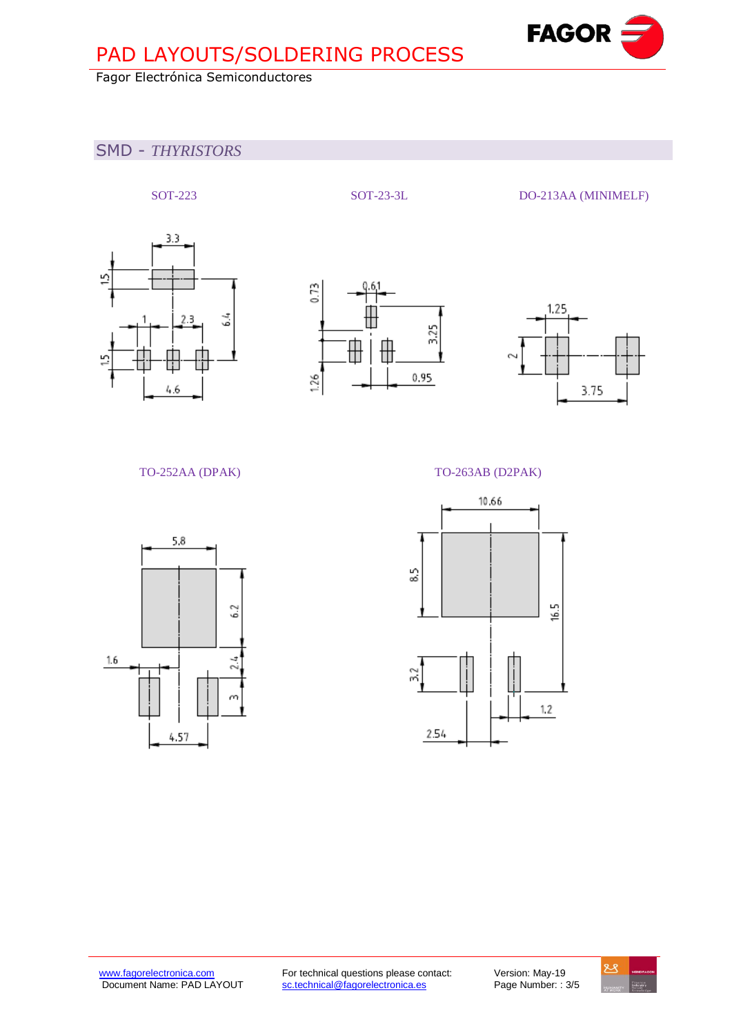# PAD LAYOUTS/SOLDERING PROCESS

Fagor Electrónica Semiconductores

## SMD - *THYRISTORS*

SOT-223

3.3
1.5
1
2.3
6.4
1.5
4.6

SOT-23-3L

0.73
0.61
3.25
1.26
0.95

DO-213AA (MINIMELF)

1.25
2
3.75

TO-252AA (DPAK)

5.8
6.2
1.6
2.4
3
4.57

TO-263AB (D2PAK)

10.66
8.5
16.5
3.2
1.2
2.54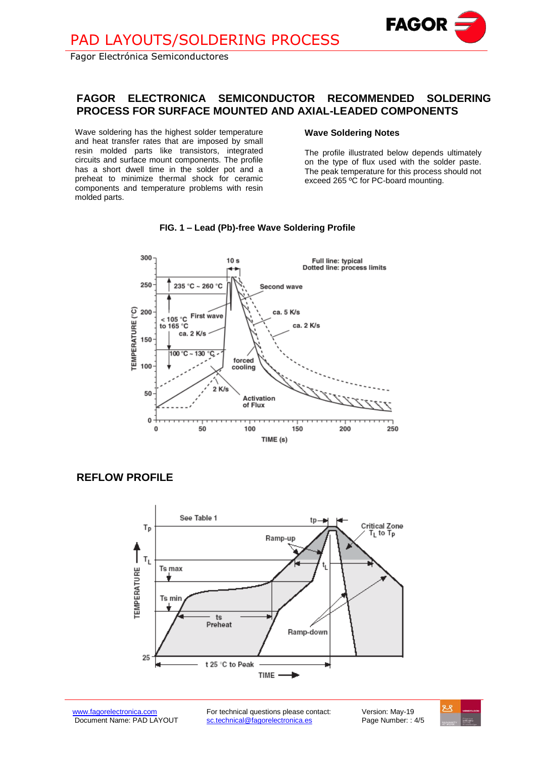# FAGOR ELECTRONICA SEMICONDUCTOR RECOMMENDED SOLDERING PROCESS FOR SURFACE MOUNTED AND AXIAL-LEADED COMPONENTS

Wave soldering has the highest solder temperature and heat transfer rates that are imposed by small resin molded parts like transistors, integrated circuits and surface mount components. The profile has a short dwell time in the solder pot and a preheat to minimize thermal shock for ceramic components and temperature problems with resin molded parts.

### Wave Soldering Notes

The profile illustrated below depends ultimately on the type of flux used with the solder paste. The peak temperature for this process should not exceed 265 ºC for PC-board mounting.

**FIG. 1 – Lead (Pb)-free Wave Soldering Profile**

## REFLOW PROFILE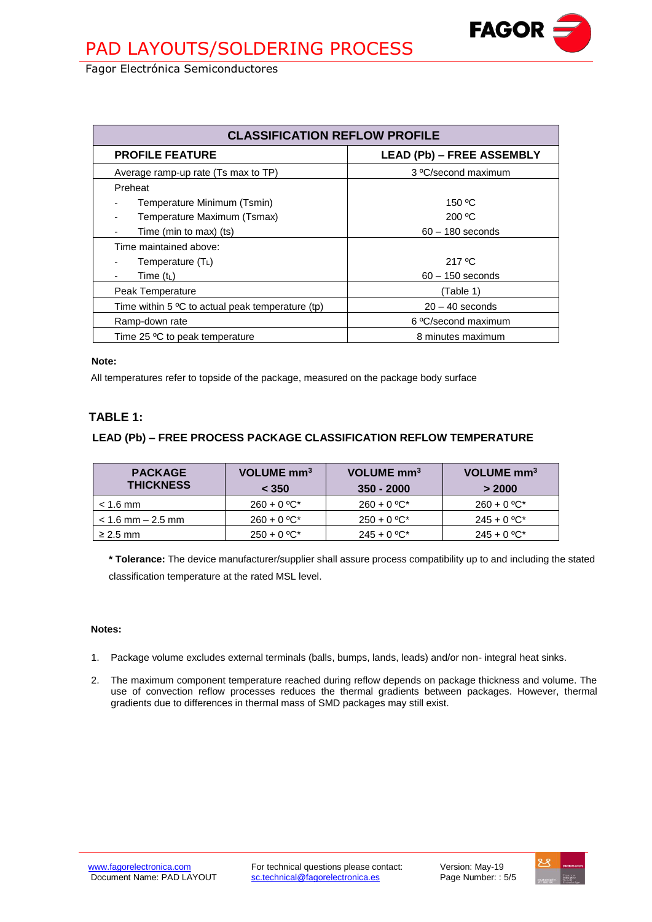| CLASSIFICATION REFLOW PROFILE | |
|---|---|
| **PROFILE FEATURE** | **LEAD (Pb) – FREE ASSEMBLY** |
| Average ramp-up rate (Ts max to TP) | 3 ºC/second maximum |
| Preheat<br>- Temperature Minimum (Tsmin)<br>- Temperature Maximum (Tsmax)<br>- Time (min to max) (ts) | <br>150 ºC<br>200 ºC<br>60 – 180 seconds |
| Time maintained above:<br>- Temperature ($T_L$)<br>- Time ($t_L$) | <br>217 ºC<br>60 – 150 seconds |
| Peak Temperature | (Table 1) |
| Time within 5 ºC to actual peak temperature (tp) | 20 – 40 seconds |
| Ramp-down rate | 6 ºC/second maximum |
| Time 25 ºC to peak temperature | 8 minutes maximum |

**Note:**

All temperatures refer to topside of the package, measured on the package body surface

### TABLE 1:

**LEAD (Pb) – FREE PROCESS PACKAGE CLASSIFICATION REFLOW TEMPERATURE**

| PACKAGE THICKNESS | VOLUME $mm^3$ < 350 | VOLUME $mm^3$ 350 - 2000 | VOLUME $mm^3$ > 2000 |
|---|---|---|---|
| < 1.6 mm | 260 + 0 ºC* | 260 + 0 ºC* | 260 + 0 ºC* |
| < 1.6 mm – 2.5 mm | 260 + 0 ºC* | 250 + 0 ºC* | 245 + 0 ºC* |
| ≥ 2.5 mm | 250 + 0 ºC* | 245 + 0 ºC* | 245 + 0 ºC* |

**\* Tolerance:** The device manufacturer/supplier shall assure process compatibility up to and including the stated classification temperature at the rated MSL level.

**Notes:**

1. Package volume excludes external terminals (balls, bumps, lands, leads) and/or non- integral heat sinks.
2. The maximum component temperature reached during reflow depends on package thickness and volume. The use of convection reflow processes reduces the thermal gradients between packages. However, thermal gradients due to differences in thermal mass of SMD packages may still exist.